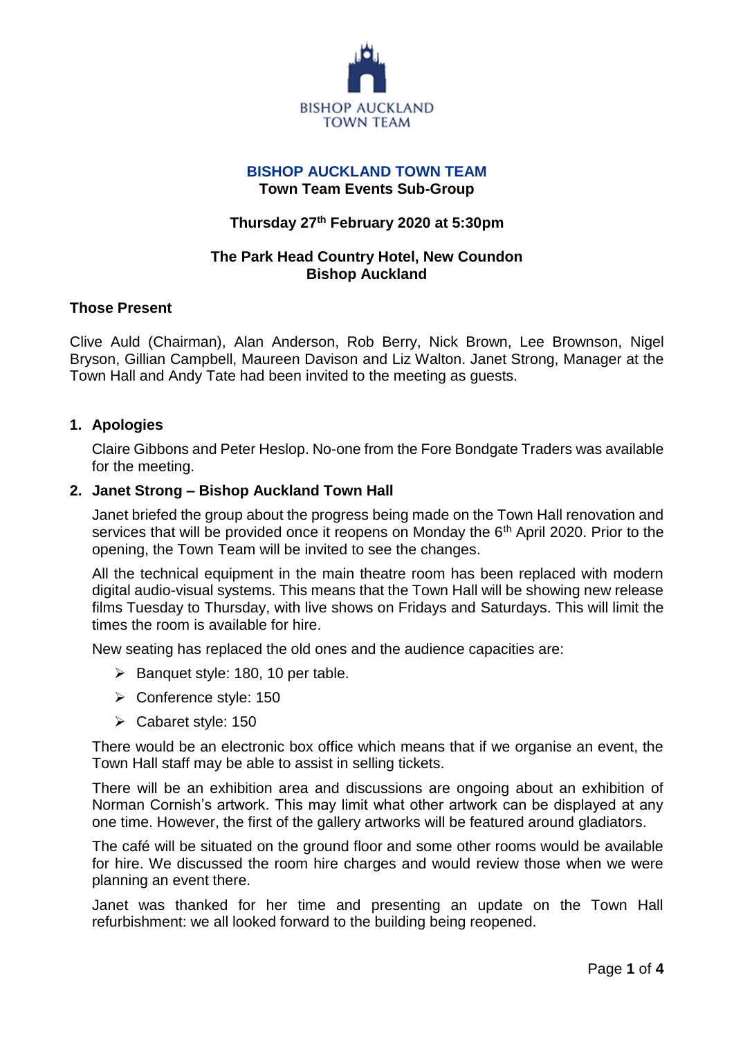BISHOP AUCKLAND
TOWN TEAM

# BISHOP AUCKLAND TOWN TEAM

## Town Team Events Sub-Group

**Thursday 27th February 2020 at 5:30pm**

**The Park Head Country Hotel, New Coundon**
**Bishop Auckland**

**Those Present**

Clive Auld (Chairman), Alan Anderson, Rob Berry, Nick Brown, Lee Brownson, Nigel Bryson, Gillian Campbell, Maureen Davison and Liz Walton. Janet Strong, Manager at the Town Hall and Andy Tate had been invited to the meeting as guests.

### 1. Apologies

Claire Gibbons and Peter Heslop. No-one from the Fore Bondgate Traders was available for the meeting.

### 2. Janet Strong – Bishop Auckland Town Hall

Janet briefed the group about the progress being made on the Town Hall renovation and services that will be provided once it reopens on Monday the 6th April 2020. Prior to the opening, the Town Team will be invited to see the changes.

All the technical equipment in the main theatre room has been replaced with modern digital audio-visual systems. This means that the Town Hall will be showing new release films Tuesday to Thursday, with live shows on Fridays and Saturdays. This will limit the times the room is available for hire.

New seating has replaced the old ones and the audience capacities are:

- Banquet style: 180, 10 per table.
- Conference style: 150
- Cabaret style: 150

There would be an electronic box office which means that if we organise an event, the Town Hall staff may be able to assist in selling tickets.

There will be an exhibition area and discussions are ongoing about an exhibition of Norman Cornish's artwork. This may limit what other artwork can be displayed at any one time. However, the first of the gallery artworks will be featured around gladiators.

The café will be situated on the ground floor and some other rooms would be available for hire. We discussed the room hire charges and would review those when we were planning an event there.

Janet was thanked for her time and presenting an update on the Town Hall refurbishment: we all looked forward to the building being reopened.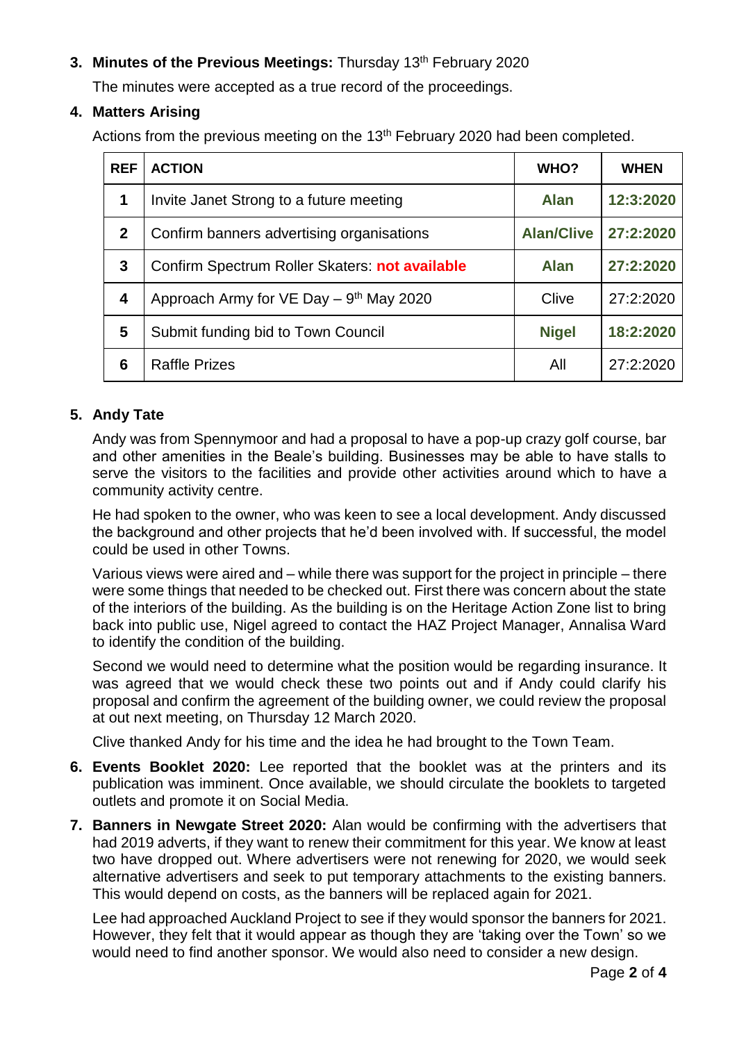3. **Minutes of the Previous Meetings:** Thursday 13th February 2020

   The minutes were accepted as a true record of the proceedings.

4. **Matters Arising**

   Actions from the previous meeting on the 13th February 2020 had been completed.

| REF | ACTION | WHO? | WHEN |
| --- | --- | --- | --- |
| 1 | Invite Janet Strong to a future meeting | **Alan** | **12:3:2020** |
| 2 | Confirm banners advertising organisations | **Alan/Clive** | **27:2:2020** |
| 3 | Confirm Spectrum Roller Skaters: **not available** | **Alan** | **27:2:2020** |
| 4 | Approach Army for VE Day – 9th May 2020 | Clive | 27:2:2020 |
| 5 | Submit funding bid to Town Council | **Nigel** | **18:2:2020** |
| 6 | Raffle Prizes | All | 27:2:2020 |

5. **Andy Tate**

   Andy was from Spennymoor and had a proposal to have a pop-up crazy golf course, bar and other amenities in the Beale's building. Businesses may be able to have stalls to serve the visitors to the facilities and provide other activities around which to have a community activity centre.

   He had spoken to the owner, who was keen to see a local development. Andy discussed the background and other projects that he'd been involved with. If successful, the model could be used in other Towns.

   Various views were aired and – while there was support for the project in principle – there were some things that needed to be checked out. First there was concern about the state of the interiors of the building. As the building is on the Heritage Action Zone list to bring back into public use, Nigel agreed to contact the HAZ Project Manager, Annalisa Ward to identify the condition of the building.

   Second we would need to determine what the position would be regarding insurance. It was agreed that we would check these two points out and if Andy could clarify his proposal and confirm the agreement of the building owner, we could review the proposal at out next meeting, on Thursday 12 March 2020.

   Clive thanked Andy for his time and the idea he had brought to the Town Team.

6. **Events Booklet 2020:** Lee reported that the booklet was at the printers and its publication was imminent. Once available, we should circulate the booklets to targeted outlets and promote it on Social Media.

7. **Banners in Newgate Street 2020:** Alan would be confirming with the advertisers that had 2019 adverts, if they want to renew their commitment for this year. We know at least two have dropped out. Where advertisers were not renewing for 2020, we would seek alternative advertisers and seek to put temporary attachments to the existing banners. This would depend on costs, as the banners will be replaced again for 2021.

   Lee had approached Auckland Project to see if they would sponsor the banners for 2021. However, they felt that it would appear as though they are 'taking over the Town' so we would need to find another sponsor. We would also need to consider a new design.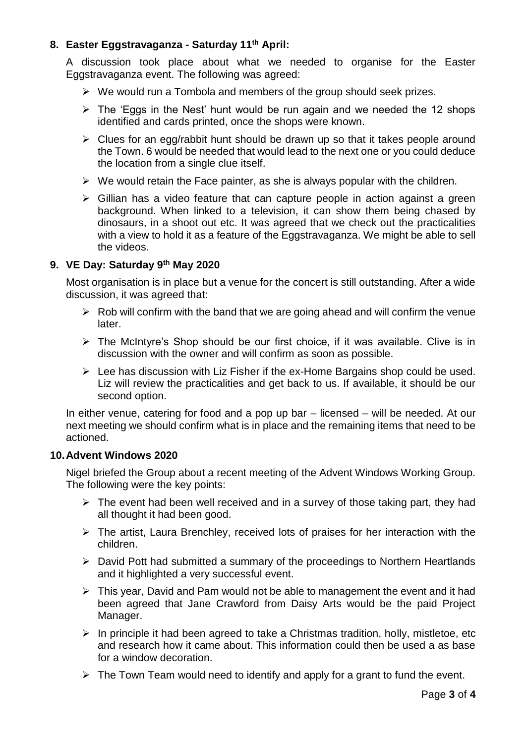## 8. Easter Eggstravaganza - Saturday 11th April:

A discussion took place about what we needed to organise for the Easter Eggstravaganza event. The following was agreed:

- We would run a Tombola and members of the group should seek prizes.
- The 'Eggs in the Nest' hunt would be run again and we needed the 12 shops identified and cards printed, once the shops were known.
- Clues for an egg/rabbit hunt should be drawn up so that it takes people around the Town. 6 would be needed that would lead to the next one or you could deduce the location from a single clue itself.
- We would retain the Face painter, as she is always popular with the children.
- Gillian has a video feature that can capture people in action against a green background. When linked to a television, it can show them being chased by dinosaurs, in a shoot out etc. It was agreed that we check out the practicalities with a view to hold it as a feature of the Eggstravaganza. We might be able to sell the videos.

## 9. VE Day: Saturday 9th May 2020

Most organisation is in place but a venue for the concert is still outstanding. After a wide discussion, it was agreed that:

- Rob will confirm with the band that we are going ahead and will confirm the venue later.
- The McIntyre's Shop should be our first choice, if it was available. Clive is in discussion with the owner and will confirm as soon as possible.
- Lee has discussion with Liz Fisher if the ex-Home Bargains shop could be used. Liz will review the practicalities and get back to us. If available, it should be our second option.

In either venue, catering for food and a pop up bar – licensed – will be needed. At our next meeting we should confirm what is in place and the remaining items that need to be actioned.

## 10. Advent Windows 2020

Nigel briefed the Group about a recent meeting of the Advent Windows Working Group. The following were the key points:

- The event had been well received and in a survey of those taking part, they had all thought it had been good.
- The artist, Laura Brenchley, received lots of praises for her interaction with the children.
- David Pott had submitted a summary of the proceedings to Northern Heartlands and it highlighted a very successful event.
- This year, David and Pam would not be able to management the event and it had been agreed that Jane Crawford from Daisy Arts would be the paid Project Manager.
- In principle it had been agreed to take a Christmas tradition, holly, mistletoe, etc and research how it came about. This information could then be used a as base for a window decoration.
- The Town Team would need to identify and apply for a grant to fund the event.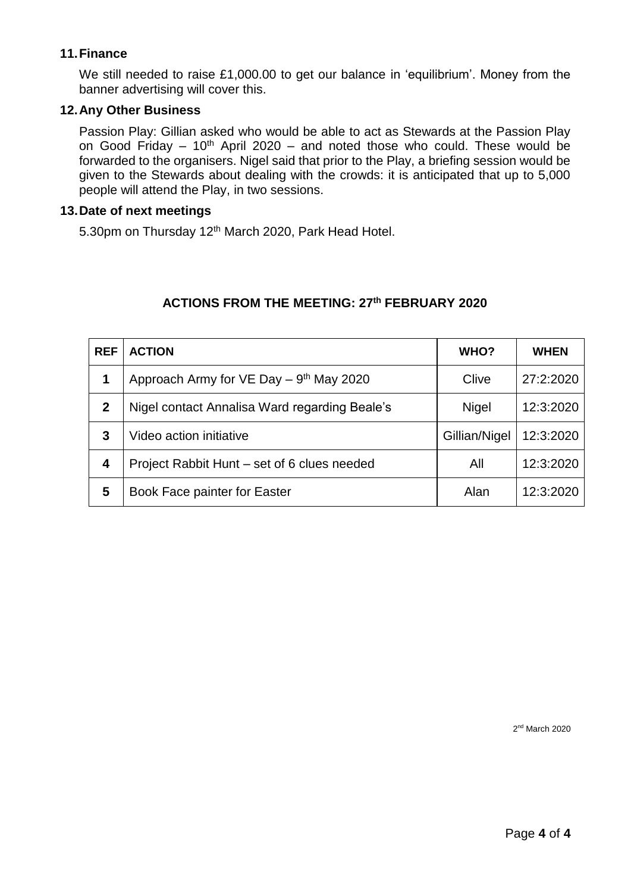## 11. Finance

We still needed to raise £1,000.00 to get our balance in 'equilibrium'. Money from the banner advertising will cover this.

## 12. Any Other Business

Passion Play: Gillian asked who would be able to act as Stewards at the Passion Play on Good Friday – 10th April 2020 – and noted those who could. These would be forwarded to the organisers. Nigel said that prior to the Play, a briefing session would be given to the Stewards about dealing with the crowds: it is anticipated that up to 5,000 people will attend the Play, in two sessions.

## 13. Date of next meetings

5.30pm on Thursday 12th March 2020, Park Head Hotel.

### ACTIONS FROM THE MEETING: 27th FEBRUARY 2020

| REF | ACTION | WHO? | WHEN |
|---|---|---|---|
| 1 | Approach Army for VE Day – 9th May 2020 | Clive | 27:2:2020 |
| 2 | Nigel contact Annalisa Ward regarding Beale's | Nigel | 12:3:2020 |
| 3 | Video action initiative | Gillian/Nigel | 12:3:2020 |
| 4 | Project Rabbit Hunt – set of 6 clues needed | All | 12:3:2020 |
| 5 | Book Face painter for Easter | Alan | 12:3:2020 |

2nd March 2020